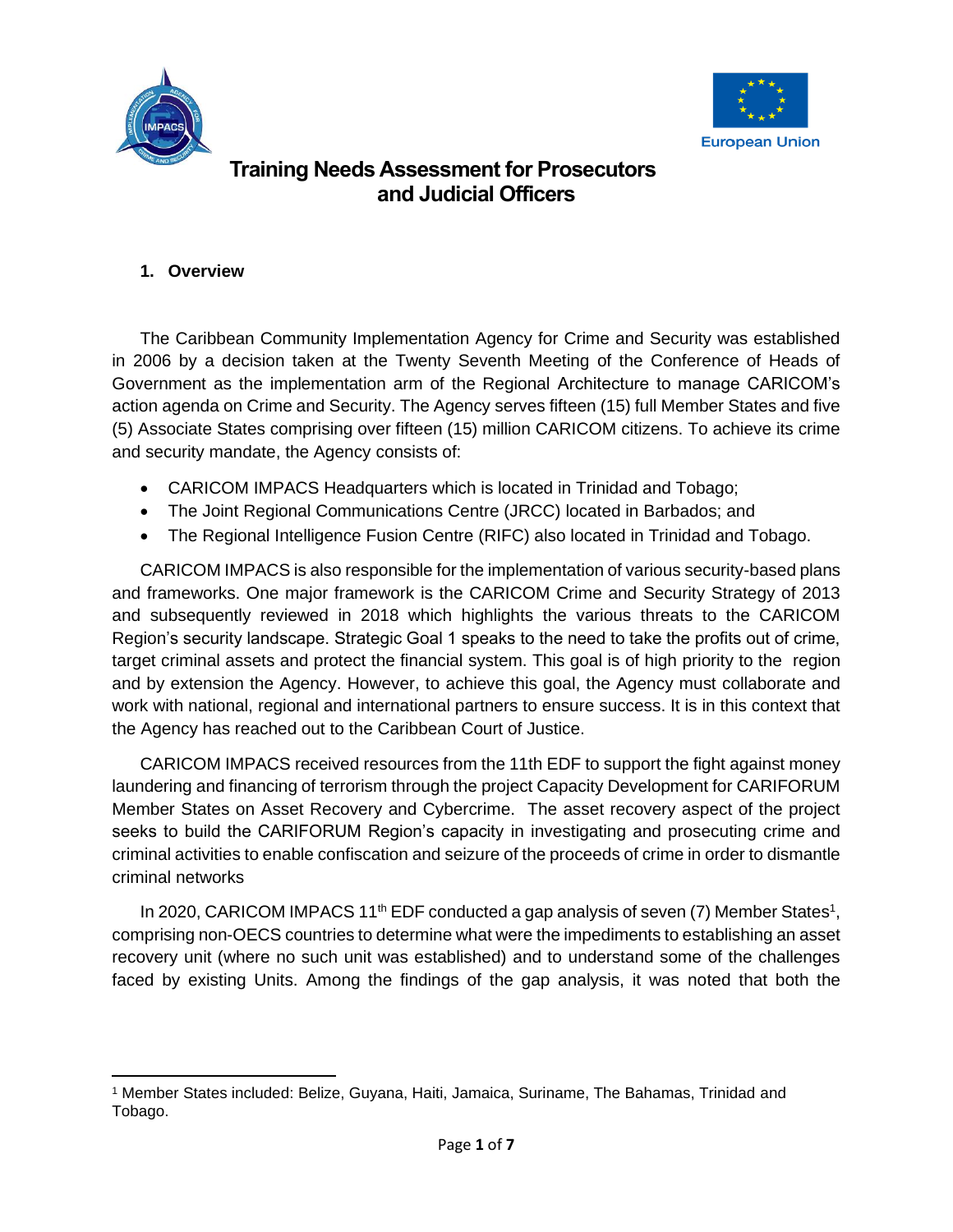# Training Needs Assessment for Prosecutors and Judicial Officers

## 1. Overview

The Caribbean Community Implementation Agency for Crime and Security was established in 2006 by a decision taken at the Twenty Seventh Meeting of the Conference of Heads of Government as the implementation arm of the Regional Architecture to manage CARICOM's action agenda on Crime and Security. The Agency serves fifteen (15) full Member States and five (5) Associate States comprising over fifteen (15) million CARICOM citizens. To achieve its crime and security mandate, the Agency consists of:

- CARICOM IMPACS Headquarters which is located in Trinidad and Tobago;
- The Joint Regional Communications Centre (JRCC) located in Barbados; and
- The Regional Intelligence Fusion Centre (RIFC) also located in Trinidad and Tobago.

CARICOM IMPACS is also responsible for the implementation of various security-based plans and frameworks. One major framework is the CARICOM Crime and Security Strategy of 2013 and subsequently reviewed in 2018 which highlights the various threats to the CARICOM Region's security landscape. Strategic Goal 1 speaks to the need to take the profits out of crime, target criminal assets and protect the financial system. This goal is of high priority to the region and by extension the Agency. However, to achieve this goal, the Agency must collaborate and work with national, regional and international partners to ensure success. It is in this context that the Agency has reached out to the Caribbean Court of Justice.

CARICOM IMPACS received resources from the 11th EDF to support the fight against money laundering and financing of terrorism through the project Capacity Development for CARIFORUM Member States on Asset Recovery and Cybercrime. The asset recovery aspect of the project seeks to build the CARIFORUM Region's capacity in investigating and prosecuting crime and criminal activities to enable confiscation and seizure of the proceeds of crime in order to dismantle criminal networks

In 2020, CARICOM IMPACS 11th EDF conducted a gap analysis of seven (7) Member States[1], comprising non-OECS countries to determine what were the impediments to establishing an asset recovery unit (where no such unit was established) and to understand some of the challenges faced by existing Units. Among the findings of the gap analysis, it was noted that both the

[1] Member States included: Belize, Guyana, Haiti, Jamaica, Suriname, The Bahamas, Trinidad and Tobago.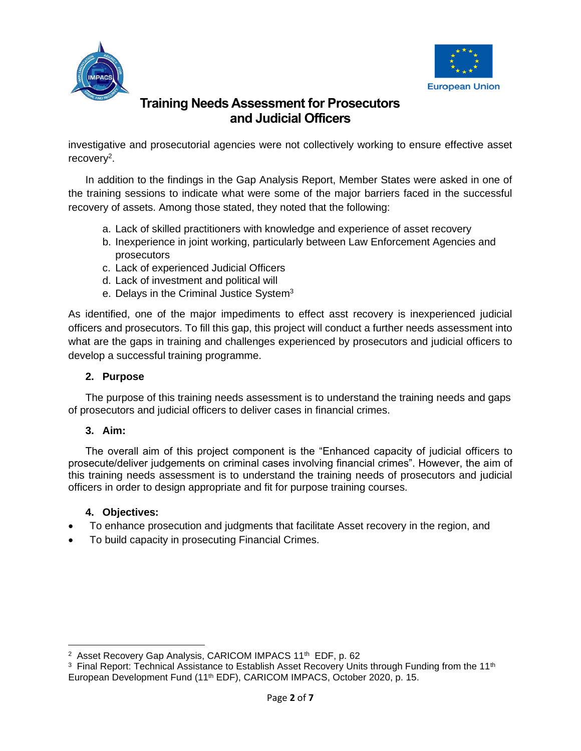investigative and prosecutorial agencies were not collectively working to ensure effective asset recovery[2].

In addition to the findings in the Gap Analysis Report, Member States were asked in one of the training sessions to indicate what were some of the major barriers faced in the successful recovery of assets. Among those stated, they noted that the following:

a. Lack of skilled practitioners with knowledge and experience of asset recovery
b. Inexperience in joint working, particularly between Law Enforcement Agencies and prosecutors
c. Lack of experienced Judicial Officers
d. Lack of investment and political will
e. Delays in the Criminal Justice System[3]

As identified, one of the major impediments to effect asst recovery is inexperienced judicial officers and prosecutors. To fill this gap, this project will conduct a further needs assessment into what are the gaps in training and challenges experienced by prosecutors and judicial officers to develop a successful training programme.

## 2. Purpose

The purpose of this training needs assessment is to understand the training needs and gaps of prosecutors and judicial officers to deliver cases in financial crimes.

## 3. Aim:

The overall aim of this project component is the "Enhanced capacity of judicial officers to prosecute/deliver judgements on criminal cases involving financial crimes". However, the aim of this training needs assessment is to understand the training needs of prosecutors and judicial officers in order to design appropriate and fit for purpose training courses.

## 4. Objectives:

- To enhance prosecution and judgments that facilitate Asset recovery in the region, and
- To build capacity in prosecuting Financial Crimes.

---

[2] Asset Recovery Gap Analysis, CARICOM IMPACS 11th EDF, p. 62

[3] Final Report: Technical Assistance to Establish Asset Recovery Units through Funding from the 11th European Development Fund (11th EDF), CARICOM IMPACS, October 2020, p. 15.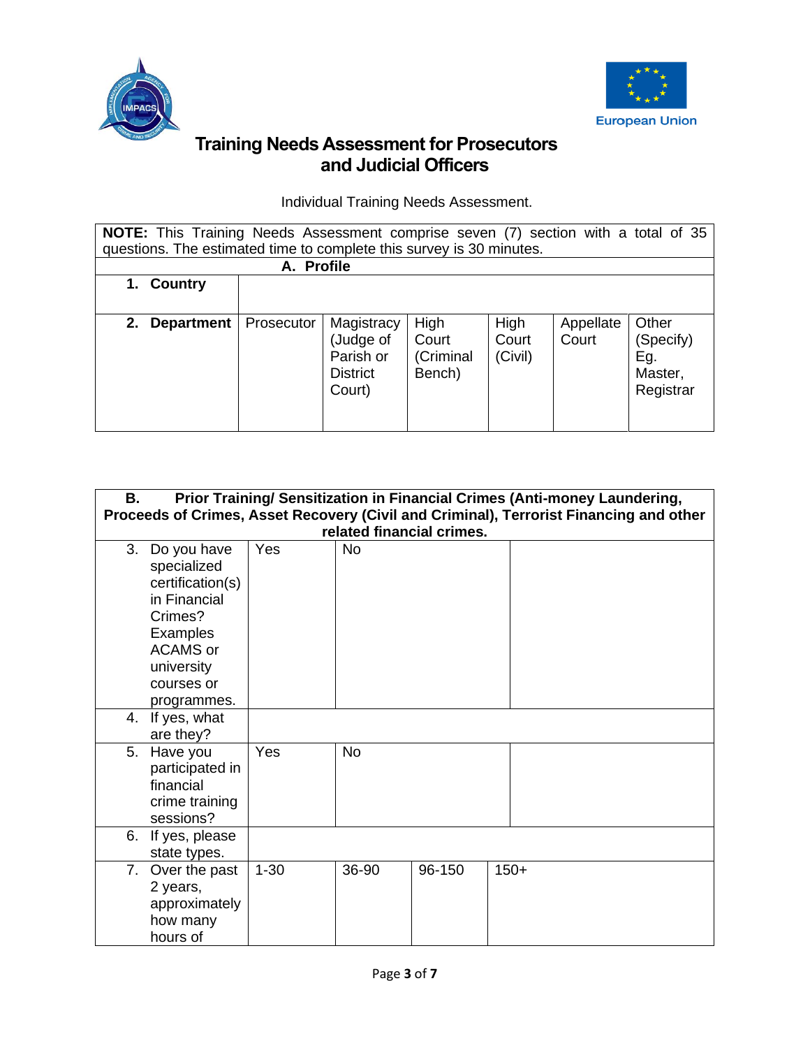## Training Needs Assessment for Prosecutors and Judicial Officers

Individual Training Needs Assessment.

| **NOTE:** This Training Needs Assessment comprise seven (7) section with a total of 35 questions. The estimated time to complete this survey is 30 minutes. | | | | | | |
|---|---|---|---|---|---|---|
| **A. Profile** | | | | | | |
| **1. Country** | | | | | | |
| **2. Department** | Prosecutor | Magistracy (Judge of Parish or District Court) | High Court (Criminal Bench) | High Court (Civil) | Appellate Court | Other (Specify) Eg. Master, Registrar |

| **B. Prior Training/ Sensitization in Financial Crimes (Anti-money Laundering, Proceeds of Crimes, Asset Recovery (Civil and Criminal), Terrorist Financing and other related financial crimes.** | | | | |
|---|---|---|---|---|
| 3. Do you have specialized certification(s) in Financial Crimes? Examples ACAMS or university courses or programmes. | Yes | No | | |
| 4. If yes, what are they? | | | | |
| 5. Have you participated in financial crime training sessions? | Yes | No | | |
| 6. If yes, please state types. | | | | |
| 7. Over the past 2 years, approximately how many hours of | 1-30 | 36-90 | 96-150 | 150+ |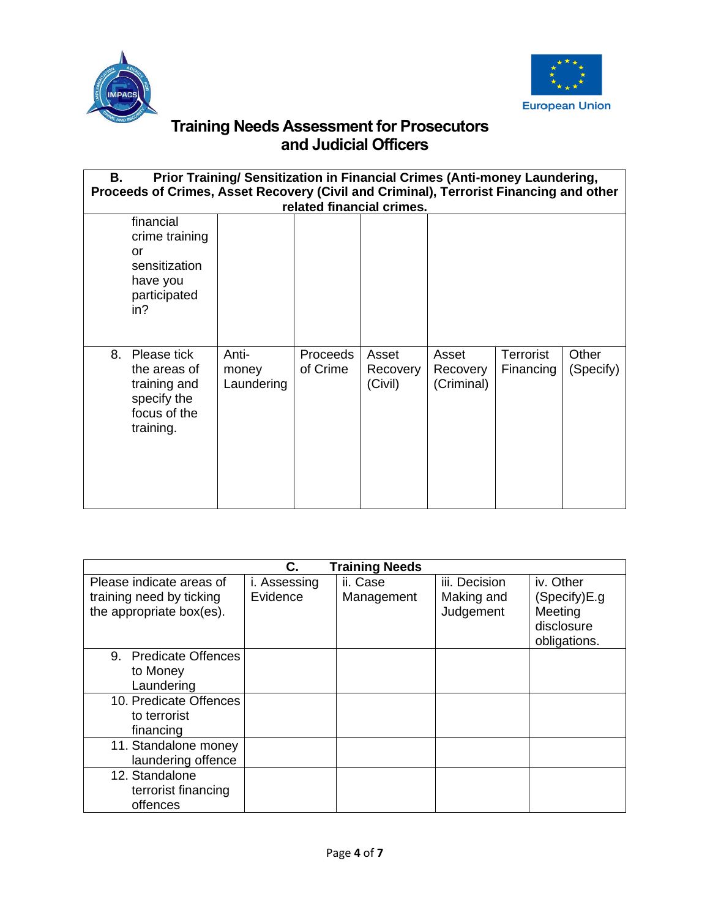## Training Needs Assessment for Prosecutors and Judicial Officers

| B. Prior Training/ Sensitization in Financial Crimes (Anti-money Laundering, Proceeds of Crimes, Asset Recovery (Civil and Criminal), Terrorist Financing and other related financial crimes. | | | | | | |
|---|---|---|---|---|---|---|
| financial crime training or sensitization have you participated in? | | | | | | |
| 8. Please tick the areas of training and specify the focus of the training. | Anti-money Laundering | Proceeds of Crime | Asset Recovery (Civil) | Asset Recovery (Criminal) | Terrorist Financing | Other (Specify) |

| C. Training Needs | | | | |
|---|---|---|---|---|
| Please indicate areas of training need by ticking the appropriate box(es). | i. Assessing Evidence | ii. Case Management | iii. Decision Making and Judgement | iv. Other (Specify)E.g Meeting disclosure obligations. |
| 9. Predicate Offences to Money Laundering | | | | |
| 10. Predicate Offences to terrorist financing | | | | |
| 11. Standalone money laundering offence | | | | |
| 12. Standalone terrorist financing offences | | | | |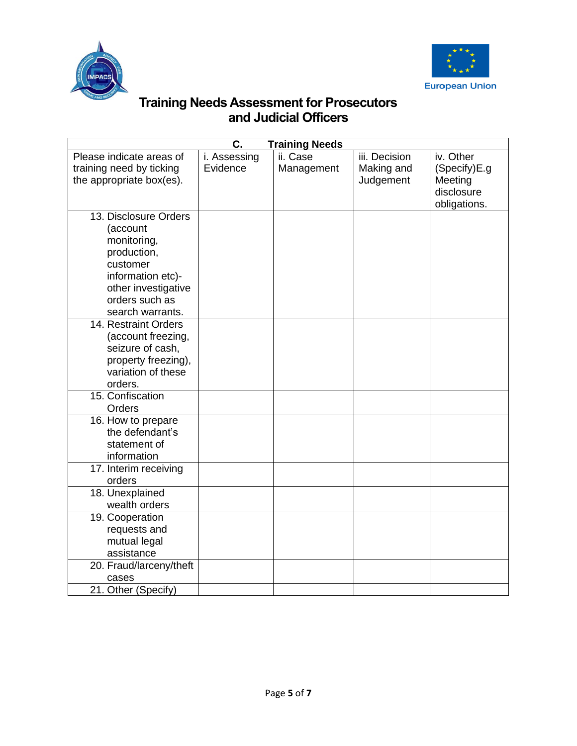# Training Needs Assessment for Prosecutors and Judicial Officers

| C. Training Needs | | | | |
|---|---|---|---|---|
| Please indicate areas of training need by ticking the appropriate box(es). | i. Assessing Evidence | ii. Case Management | iii. Decision Making and Judgement | iv. Other (Specify)E.g Meeting disclosure obligations. |
| 13. Disclosure Orders (account monitoring, production, customer information etc)- other investigative orders such as search warrants. | | | | |
| 14. Restraint Orders (account freezing, seizure of cash, property freezing), variation of these orders. | | | | |
| 15. Confiscation Orders | | | | |
| 16. How to prepare the defendant's statement of information | | | | |
| 17. Interim receiving orders | | | | |
| 18. Unexplained wealth orders | | | | |
| 19. Cooperation requests and mutual legal assistance | | | | |
| 20. Fraud/larceny/theft cases | | | | |
| 21. Other (Specify) | | | | |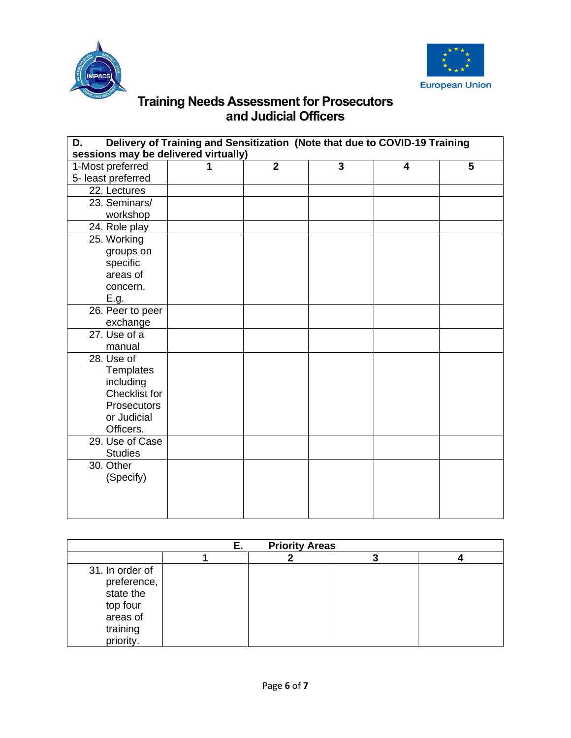# Training Needs Assessment for Prosecutors and Judicial Officers

| **D. Delivery of Training and Sensitization (Note that due to COVID-19 Training sessions may be delivered virtually)** | | | | | |
|---|---|---|---|---|---|
| 1-Most preferred<br>5- least preferred | **1** | **2** | **3** | **4** | **5** |
| 22. Lectures | | | | | |
| 23. Seminars/ workshop | | | | | |
| 24. Role play | | | | | |
| 25. Working groups on specific areas of concern. E.g. | | | | | |
| 26. Peer to peer exchange | | | | | |
| 27. Use of a manual | | | | | |
| 28. Use of Templates including Checklist for Prosecutors or Judicial Officers. | | | | | |
| 29. Use of Case Studies | | | | | |
| 30. Other (Specify) | | | | | |

| **E. Priority Areas** | | | | |
|---|---|---|---|---|
| | **1** | **2** | **3** | **4** |
| 31. In order of preference, state the top four areas of training priority. | | | | |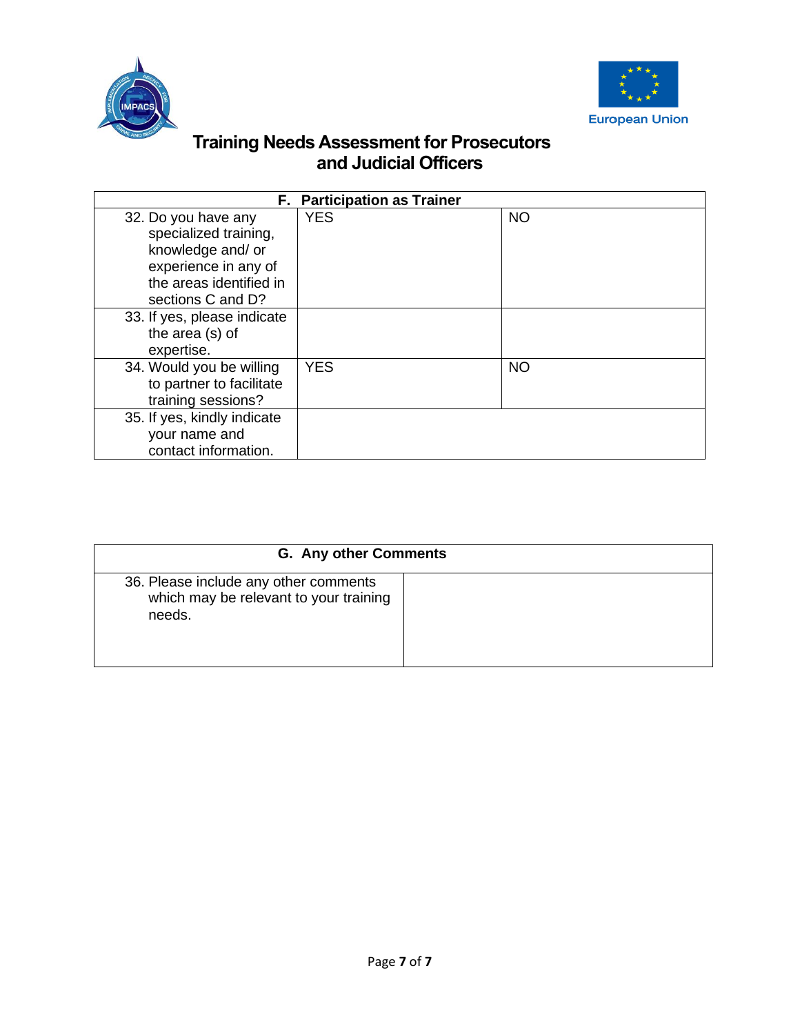# Training Needs Assessment for Prosecutors and Judicial Officers

| F. Participation as Trainer | | |
|---|---|---|
| 32. Do you have any specialized training, knowledge and/ or experience in any of the areas identified in sections C and D? | YES | NO |
| 33. If yes, please indicate the area (s) of expertise. | | |
| 34. Would you be willing to partner to facilitate training sessions? | YES | NO |
| 35. If yes, kindly indicate your name and contact information. | | |

| G. Any other Comments | |
|---|---|
| 36. Please include any other comments which may be relevant to your training needs. | |